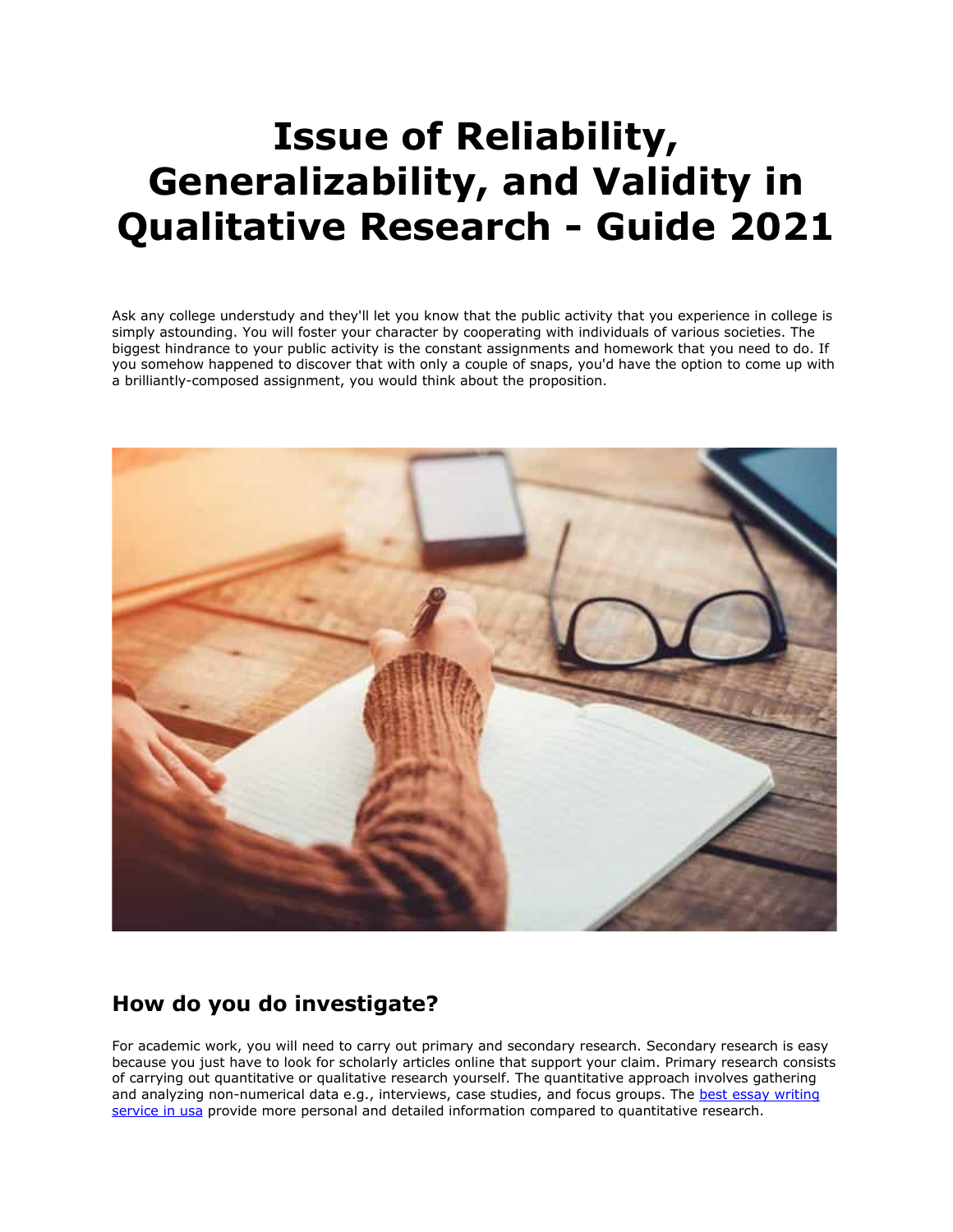# Issue of Reliability, Generalizability, and Validity in Qualitative Research - Guide 2021

Ask any college understudy and they'll let you know that the public activity that you experience in college is simply astounding. You will foster your character by cooperating with individuals of various societies. The biggest hindrance to your public activity is the constant assignments and homework that you need to do. If you somehow happened to discover that with only a couple of snaps, you'd have the option to come up with a brilliantly-composed assignment, you would think about the proposition.

## How do you do investigate?

For academic work, you will need to carry out primary and secondary research. Secondary research is easy because you just have to look for scholarly articles online that support your claim. Primary research consists of carrying out quantitative or qualitative research yourself. The quantitative approach involves gathering and analyzing non-numerical data e.g., interviews, case studies, and focus groups. The [best essay writing service in usa] provide more personal and detailed information compared to quantitative research.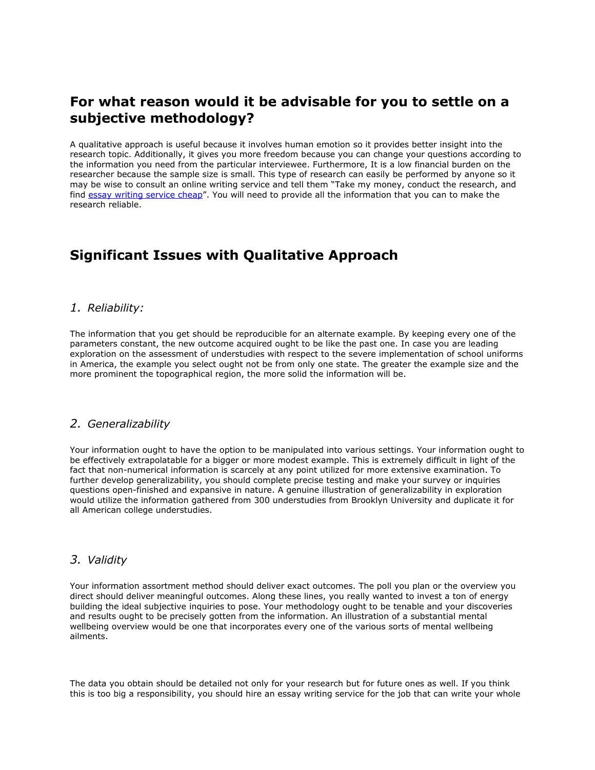## For what reason would it be advisable for you to settle on a subjective methodology?

A qualitative approach is useful because it involves human emotion so it provides better insight into the research topic. Additionally, it gives you more freedom because you can change your questions according to the information you need from the particular interviewee. Furthermore, It is a low financial burden on the researcher because the sample size is small. This type of research can easily be performed by anyone so it may be wise to consult an online writing service and tell them "Take my money, conduct the research, and find [essay writing service cheap]". You will need to provide all the information that you can to make the research reliable.

## Significant Issues with Qualitative Approach

### 1. *Reliability:*

The information that you get should be reproducible for an alternate example. By keeping every one of the parameters constant, the new outcome acquired ought to be like the past one. In case you are leading exploration on the assessment of understudies with respect to the severe implementation of school uniforms in America, the example you select ought not be from only one state. The greater the example size and the more prominent the topographical region, the more solid the information will be.

### 2. *Generalizability*

Your information ought to have the option to be manipulated into various settings. Your information ought to be effectively extrapolatable for a bigger or more modest example. This is extremely difficult in light of the fact that non-numerical information is scarcely at any point utilized for more extensive examination. To further develop generalizability, you should complete precise testing and make your survey or inquiries questions open-finished and expansive in nature. A genuine illustration of generalizability in exploration would utilize the information gathered from 300 understudies from Brooklyn University and duplicate it for all American college understudies.

### 3. *Validity*

Your information assortment method should deliver exact outcomes. The poll you plan or the overview you direct should deliver meaningful outcomes. Along these lines, you really wanted to invest a ton of energy building the ideal subjective inquiries to pose. Your methodology ought to be tenable and your discoveries and results ought to be precisely gotten from the information. An illustration of a substantial mental wellbeing overview would be one that incorporates every one of the various sorts of mental wellbeing ailments.

The data you obtain should be detailed not only for your research but for future ones as well. If you think this is too big a responsibility, you should hire an essay writing service for the job that can write your whole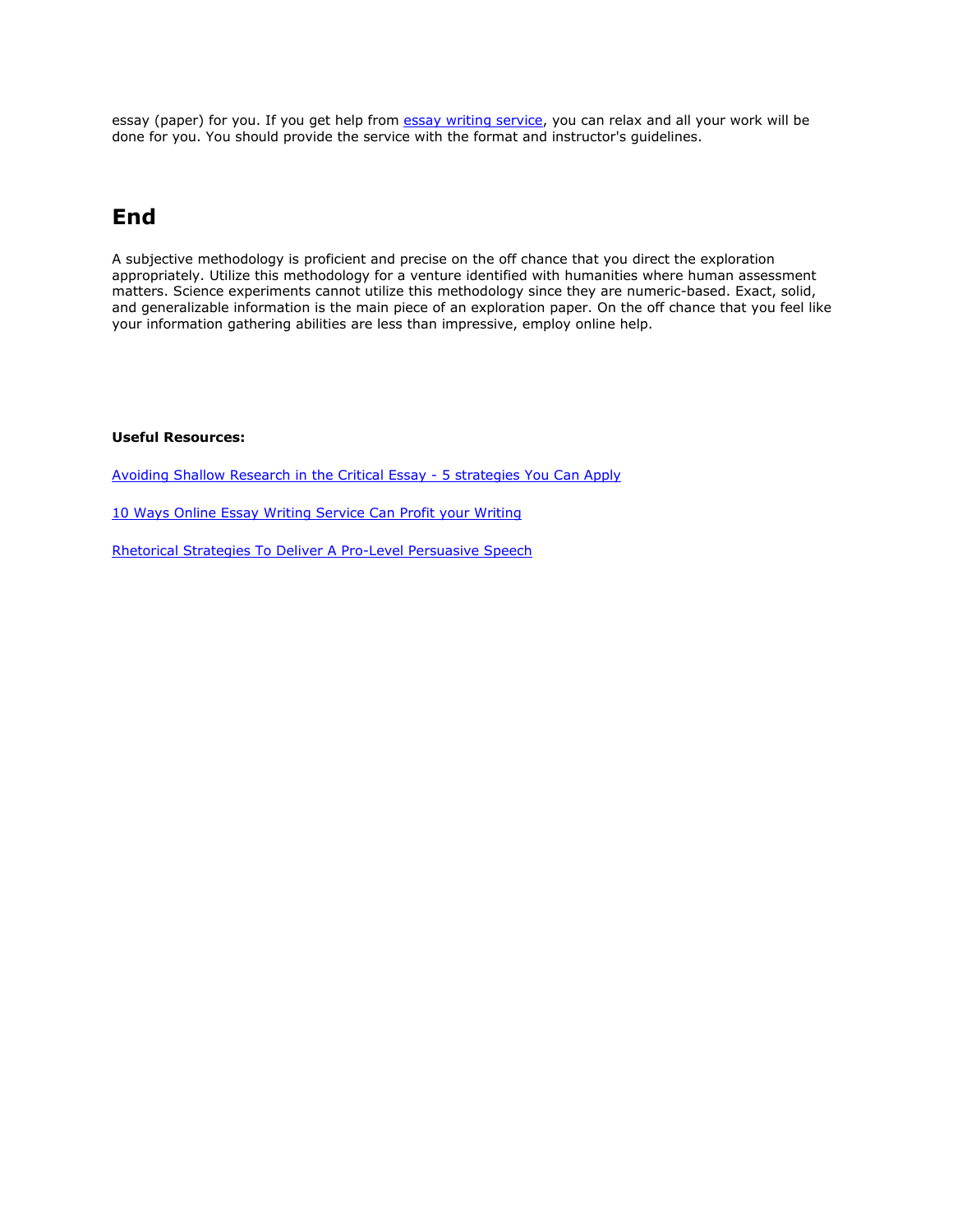essay (paper) for you. If you get help from essay writing service, you can relax and all your work will be done for you. You should provide the service with the format and instructor's guidelines.

## End

A subjective methodology is proficient and precise on the off chance that you direct the exploration appropriately. Utilize this methodology for a venture identified with humanities where human assessment matters. Science experiments cannot utilize this methodology since they are numeric-based. Exact, solid, and generalizable information is the main piece of an exploration paper. On the off chance that you feel like your information gathering abilities are less than impressive, employ online help.

**Useful Resources:**

Avoiding Shallow Research in the Critical Essay - 5 strategies You Can Apply

10 Ways Online Essay Writing Service Can Profit your Writing

Rhetorical Strategies To Deliver A Pro-Level Persuasive Speech